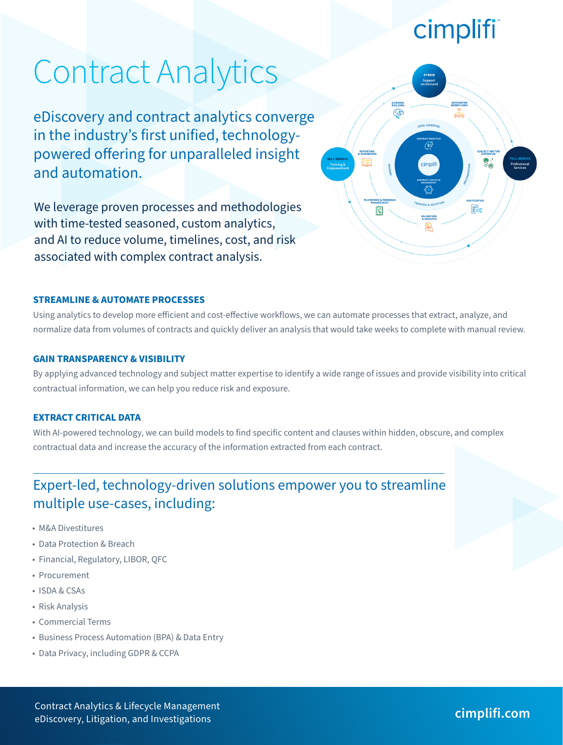cimplifi

# Contract Analytics

eDiscovery and contract analytics converge in the industry's first unified, technology-powered offering for unparalleled insight and automation.

We leverage proven processes and methodologies with time-tested seasoned, custom analytics, and AI to reduce volume, timelines, cost, and risk associated with complex contract analysis.

### STREAMLINE & AUTOMATE PROCESSES

Using analytics to develop more efficient and cost-effective workflows, we can automate processes that extract, analyze, and normalize data from volumes of contracts and quickly deliver an analysis that would take weeks to complete with manual review.

### GAIN TRANSPARENCY & VISIBILITY

By applying advanced technology and subject matter expertise to identify a wide range of issues and provide visibility into critical contractual information, we can help you reduce risk and exposure.

### EXTRACT CRITICAL DATA

With AI-powered technology, we can build models to find specific content and clauses within hidden, obscure, and complex contractual data and increase the accuracy of the information extracted from each contract.

## Expert-led, technology-driven solutions empower you to streamline multiple use-cases, including:

- M&A Divestitures
- Data Protection & Breach
- Financial, Regulatory, LIBOR, QFC
- Procurement
- ISDA & CSAs
- Risk Analysis
- Commercial Terms
- Business Process Automation (BPA) & Data Entry
- Data Privacy, including GDPR & CCPA

Contract Analytics & Lifecycle Management
eDiscovery, Litigation, and Investigations

cimplifi.com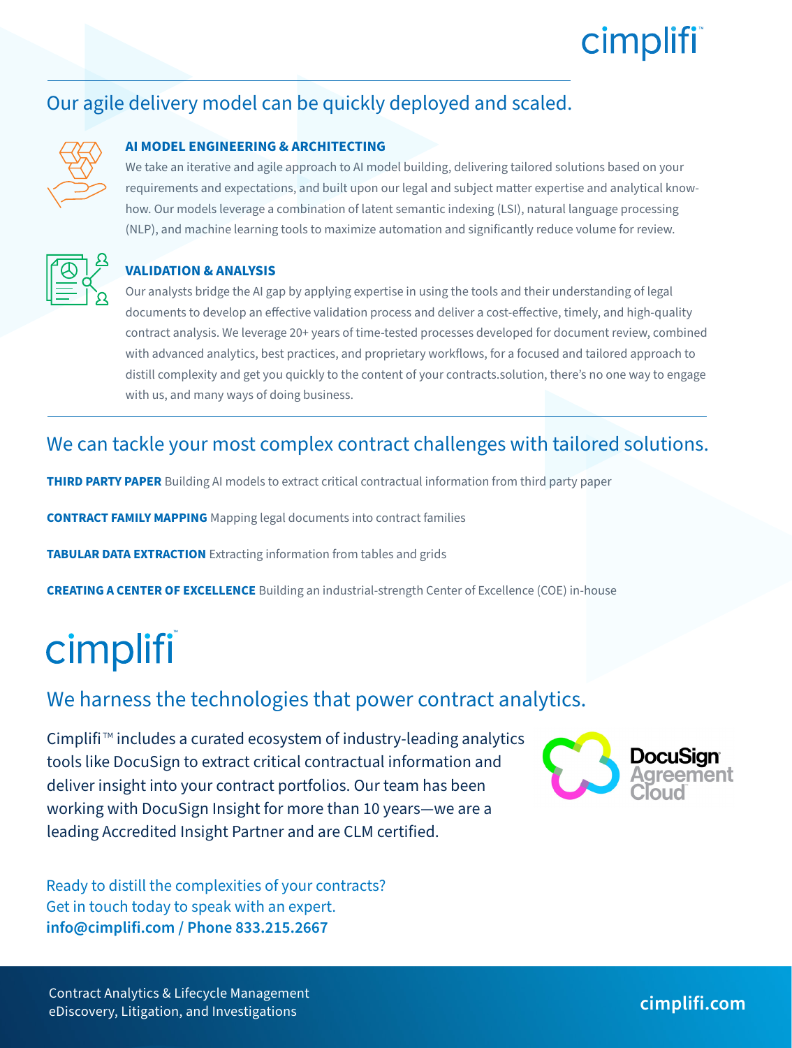## Our agile delivery model can be quickly deployed and scaled.

### AI MODEL ENGINEERING & ARCHITECTING

We take an iterative and agile approach to AI model building, delivering tailored solutions based on your requirements and expectations, and built upon our legal and subject matter expertise and analytical know-how. Our models leverage a combination of latent semantic indexing (LSI), natural language processing (NLP), and machine learning tools to maximize automation and significantly reduce volume for review.

### VALIDATION & ANALYSIS

Our analysts bridge the AI gap by applying expertise in using the tools and their understanding of legal documents to develop an effective validation process and deliver a cost-effective, timely, and high-quality contract analysis. We leverage 20+ years of time-tested processes developed for document review, combined with advanced analytics, best practices, and proprietary workflows, for a focused and tailored approach to distill complexity and get you quickly to the content of your contracts.solution, there's no one way to engage with us, and many ways of doing business.

## We can tackle your most complex contract challenges with tailored solutions.

**THIRD PARTY PAPER** Building AI models to extract critical contractual information from third party paper

**CONTRACT FAMILY MAPPING** Mapping legal documents into contract families

**TABULAR DATA EXTRACTION** Extracting information from tables and grids

**CREATING A CENTER OF EXCELLENCE** Building an industrial-strength Center of Excellence (COE) in-house

# cimplifi

## We harness the technologies that power contract analytics.

Cimplifi™ includes a curated ecosystem of industry-leading analytics tools like DocuSign to extract critical contractual information and deliver insight into your contract portfolios. Our team has been working with DocuSign Insight for more than 10 years—we are a leading Accredited Insight Partner and are CLM certified.

DocuSign Agreement Cloud

Ready to distill the complexities of your contracts?
Get in touch today to speak with an expert.
**info@cimplifi.com / Phone 833.215.2667**

Contract Analytics & Lifecycle Management
eDiscovery, Litigation, and Investigations

**cimplifi.com**